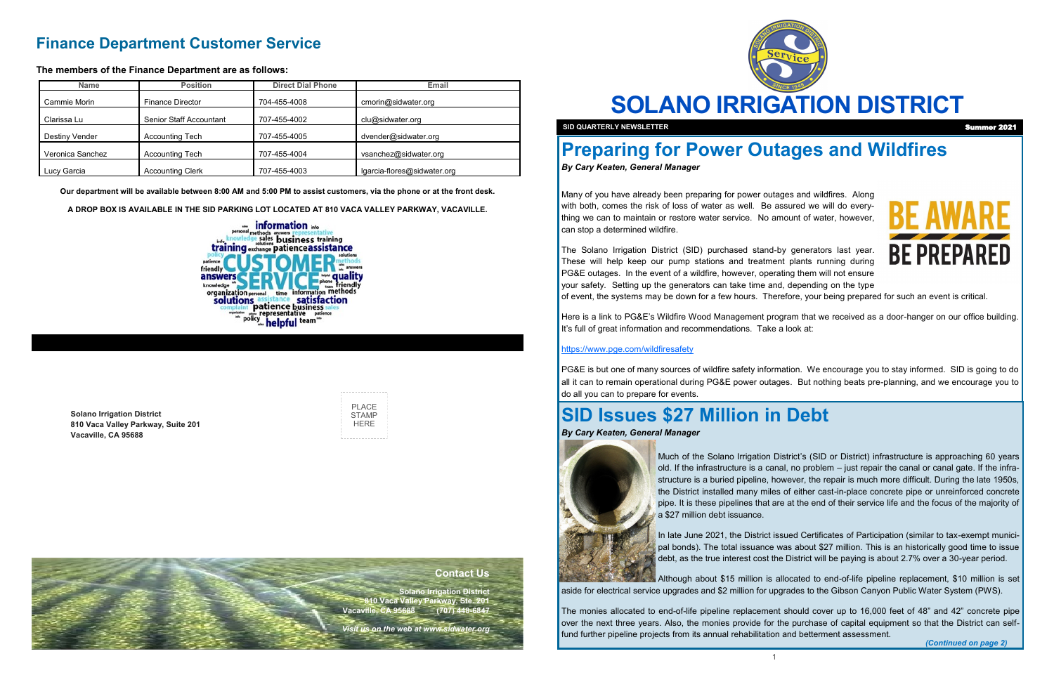## Finance Department Customer Service

**The members of the Finance Department are as follows:**

| Name | Position | Direct Dial Phone | Email |
|---|---|---|---|
| Cammie Morin | Finance Director | 704-455-4008 | cmorin@sidwater.org |
| Clarissa Lu | Senior Staff Accountant | 707-455-4002 | clu@sidwater.org |
| Destiny Vender | Accounting Tech | 707-455-4005 | dvender@sidwater.org |
| Veronica Sanchez | Accounting Tech | 707-455-4004 | vsanchez@sidwater.org |
| Lucy Garcia | Accounting Clerk | 707-455-4003 | lgarcia-flores@sidwater.org |

**Our department will be available between 8:00 AM and 5:00 PM to assist customers, via the phone or at the front desk.**

**A DROP BOX IS AVAILABLE IN THE SID PARKING LOT LOCATED AT 810 VACA VALLEY PARKWAY, VACAVILLE.**

**Solano Irrigation District**
**810 Vaca Valley Parkway, Suite 201**
**Vacaville, CA 95688**

PLACE STAMP HERE

**Contact Us**

**Solano Irrigation District**
**810 Vaca Valley Parkway, Ste. 201**
**Vacaville, CA 95688 (707) 448-6847**

***Visit us on the web at www.sidwater.org***

# SOLANO IRRIGATION DISTRICT

**SID QUARTERLY NEWSLETTER** **Summer 2021**

## Preparing for Power Outages and Wildfires

***By Cary Keaten, General Manager***

Many of you have already been preparing for power outages and wildfires. Along with both, comes the risk of loss of water as well. Be assured we will do everything we can to maintain or restore water service. No amount of water, however, can stop a determined wildfire.

The Solano Irrigation District (SID) purchased stand-by generators last year. These will help keep our pump stations and treatment plants running during PG&E outages. In the event of a wildfire, however, operating them will not ensure your safety. Setting up the generators can take time and, depending on the type of event, the systems may be down for a few hours. Therefore, your being prepared for such an event is critical.

Here is a link to PG&E's Wildfire Wood Management program that we received as a door-hanger on our office building. It's full of great information and recommendations. Take a look at:

https://www.pge.com/wildfiresafety

PG&E is but one of many sources of wildfire safety information. We encourage you to stay informed. SID is going to do all it can to remain operational during PG&E power outages. But nothing beats pre-planning, and we encourage you to do all you can to prepare for events.

## SID Issues $27 Million in Debt

***By Cary Keaten, General Manager***

Much of the Solano Irrigation District's (SID or District) infrastructure is approaching 60 years old. If the infrastructure is a canal, no problem – just repair the canal or canal gate. If the infrastructure is a buried pipeline, however, the repair is much more difficult. During the late 1950s, the District installed many miles of either cast-in-place concrete pipe or unreinforced concrete pipe. It is these pipelines that are at the end of their service life and the focus of the majority of a $27 million debt issuance.

In late June 2021, the District issued Certificates of Participation (similar to tax-exempt municipal bonds). The total issuance was about $27 million. This is an historically good time to issue debt, as the true interest cost the District will be paying is about 2.7% over a 30-year period.

Although about $15 million is allocated to end-of-life pipeline replacement, $10 million is set aside for electrical service upgrades and $2 million for upgrades to the Gibson Canyon Public Water System (PWS).

The monies allocated to end-of-life pipeline replacement should cover up to 16,000 feet of 48" and 42" concrete pipe over the next three years. Also, the monies provide for the purchase of capital equipment so that the District can self-fund further pipeline projects from its annual rehabilitation and betterment assessment.

***(Continued on page 2)***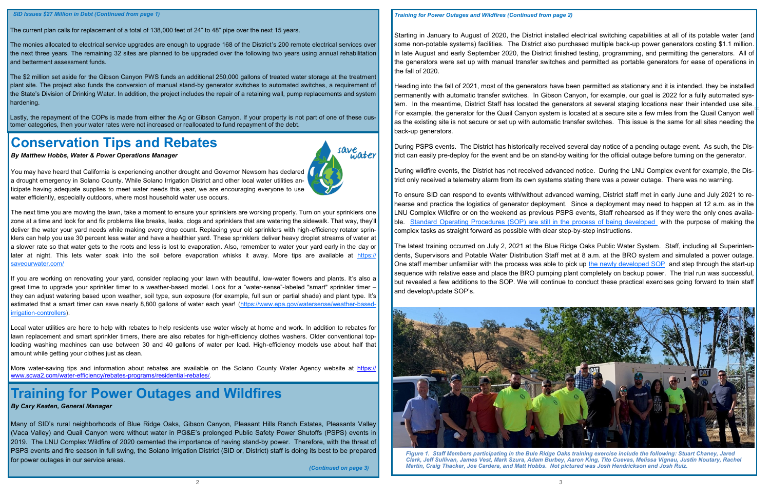*SID Issues $27 Million in Debt (Continued from page 1)*

The current plan calls for replacement of a total of 138,000 feet of 24" to 48" pipe over the next 15 years.

The monies allocated to electrical service upgrades are enough to upgrade 168 of the District's 200 remote electrical services over the next three years. The remaining 32 sites are planned to be upgraded over the following two years using annual rehabilitation and betterment assessment funds.

The $2 million set aside for the Gibson Canyon PWS funds an additional 250,000 gallons of treated water storage at the treatment plant site. The project also funds the conversion of manual stand-by generator switches to automated switches, a requirement of the State's Division of Drinking Water. In addition, the project includes the repair of a retaining wall, pump replacements and system hardening.

Lastly, the repayment of the COPs is made from either the Ag or Gibson Canyon. If your property is not part of one of these customer categories, then your water rates were not increased or reallocated to fund repayment of the debt.

# Conservation Tips and Rebates

*By Matthew Hobbs, Water & Power Operations Manager*

You may have heard that California is experiencing another drought and Governor Newsom has declared a drought emergency in Solano County. While Solano Irrigation District and other local water utilities anticipate having adequate supplies to meet water needs this year, we are encouraging everyone to use water efficiently, especially outdoors, where most household water use occurs.

The next time you are mowing the lawn, take a moment to ensure your sprinklers are working properly. Turn on your sprinklers one zone at a time and look for and fix problems like breaks, leaks, clogs and sprinklers that are watering the sidewalk. That way, they'll deliver the water your yard needs while making every drop count. Replacing your old sprinklers with high-efficiency rotator sprinklers can help you use 30 percent less water and have a healthier yard. These sprinklers deliver heavy droplet streams of water at a slower rate so that water gets to the roots and less is lost to evaporation. Also, remember to water your yard early in the day or later at night. This lets water soak into the soil before evaporation whisks it away. More tips are available at https://saveourwater.com/

If you are working on renovating your yard, consider replacing your lawn with beautiful, low-water flowers and plants. It's also a great time to upgrade your sprinkler timer to a weather-based model. Look for a "water-sense"-labeled "smart" sprinkler timer – they can adjust watering based upon weather, soil type, sun exposure (for example, full sun or partial shade) and plant type. It's estimated that a smart timer can save nearly 8,800 gallons of water each year! (https://www.epa.gov/watersense/weather-based-irrigation-controllers).

Local water utilities are here to help with rebates to help residents use water wisely at home and work. In addition to rebates for lawn replacement and smart sprinkler timers, there are also rebates for high-efficiency clothes washers. Older conventional top-loading washing machines can use between 30 and 40 gallons of water per load. High-efficiency models use about half that amount while getting your clothes just as clean.

More water-saving tips and information about rebates are available on the Solano County Water Agency website at https://www.scwa2.com/water-efficiency/rebates-programs/residential-rebates/.

# Training for Power Outages and Wildfires

*By Cary Keaten, General Manager*

Many of SID's rural neighborhoods of Blue Ridge Oaks, Gibson Canyon, Pleasant Hills Ranch Estates, Pleasants Valley (Vaca Valley) and Quail Canyon were without water in PG&E's prolonged Public Safety Power Shutoffs (PSPS) events in 2019. The LNU Complex Wildfire of 2020 cemented the importance of having stand-by power. Therefore, with the threat of PSPS events and fire season in full swing, the Solano Irrigation District (SID or, District) staff is doing its best to be prepared for power outages in our service areas.

*(Continued on page 3)*

*Training for Power Outages and Wildfires (Continued from page 2)*

Starting in January to August of 2020, the District installed electrical switching capabilities at all of its potable water (and some non-potable systems) facilities. The District also purchased multiple back-up power generators costing $1.1 million. In late August and early September 2020, the District finished testing, programming, and permitting the generators. All of the generators were set up with manual transfer switches and permitted as portable generators for ease of operations in the fall of 2020.

Heading into the fall of 2021, most of the generators have been permitted as stationary and it is intended, they be installed permanently with automatic transfer switches. In Gibson Canyon, for example, our goal is 2022 for a fully automated system. In the meantime, District Staff has located the generators at several staging locations near their intended use site. For example, the generator for the Quail Canyon system is located at a secure site a few miles from the Quail Canyon well as the existing site is not secure or set up with automatic transfer switches. This issue is the same for all sites needing the back-up generators.

During PSPS events. The District has historically received several day notice of a pending outage event. As such, the District can easily pre-deploy for the event and be on stand-by waiting for the official outage before turning on the generator.

During wildfire events, the District has not received advanced notice. During the LNU Complex event for example, the District only received a telemetry alarm from its own systems stating there was a power outage. There was no warning.

To ensure SID can respond to events with/without advanced warning, District staff met in early June and July 2021 to rehearse and practice the logistics of generator deployment. Since a deployment may need to happen at 12 a.m. as in the LNU Complex Wildfire or on the weekend as previous PSPS events, Staff rehearsed as if they were the only ones available. Standard Operating Procedures (SOP) are still in the process of being developed with the purpose of making the complex tasks as straight forward as possible with clear step-by-step instructions.

The latest training occurred on July 2, 2021 at the Blue Ridge Oaks Public Water System. Staff, including all Superintendents, Supervisors and Potable Water Distribution Staff met at 8 a.m. at the BRO system and simulated a power outage. One staff member unfamiliar with the process was able to pick up the newly developed SOP and step through the start-up sequence with relative ease and place the BRO pumping plant completely on backup power. The trial run was successful, but revealed a few additions to the SOP. We will continue to conduct these practical exercises going forward to train staff and develop/update SOP's.

*Figure 1. Staff Members participating in the Bule Ridge Oaks training exercise include the following: Stuart Chaney, Jared Clark, Jeff Sullivan, James Vest, Mark Szura, Adam Burbey, Aaron King, Tito Cuevas, Melissa Vignau, Justin Noutary, Rachel Martin, Craig Thacker, Joe Cardera, and Matt Hobbs. Not pictured was Josh Hendrickson and Josh Ruiz.*